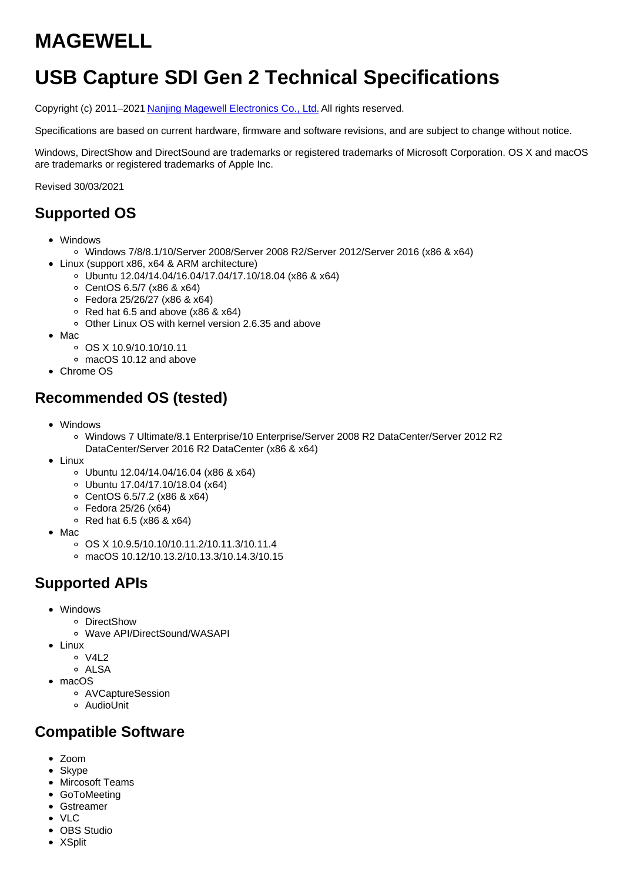# MAGEWELL

# USB Capture SDI Gen 2 Technical Specifications

Copyright (c) 2011–2021 [Nanjing Magewell Electronics Co., Ltd.](#) All rights reserved.

Specifications are based on current hardware, firmware and software revisions, and are subject to change without notice.

Windows, DirectShow and DirectSound are trademarks or registered trademarks of Microsoft Corporation. OS X and macOS are trademarks or registered trademarks of Apple Inc.

Revised 30/03/2021

## Supported OS

- Windows
  - Windows 7/8/8.1/10/Server 2008/Server 2008 R2/Server 2012/Server 2016 (x86 & x64)
- Linux (support x86, x64 & ARM architecture)
  - Ubuntu 12.04/14.04/16.04/17.04/17.10/18.04 (x86 & x64)
  - CentOS 6.5/7 (x86 & x64)
  - Fedora 25/26/27 (x86 & x64)
  - Red hat 6.5 and above (x86 & x64)
  - Other Linux OS with kernel version 2.6.35 and above
- Mac
  - OS X 10.9/10.10/10.11
  - macOS 10.12 and above
- Chrome OS

## Recommended OS (tested)

- Windows
  - Windows 7 Ultimate/8.1 Enterprise/10 Enterprise/Server 2008 R2 DataCenter/Server 2012 R2 DataCenter/Server 2016 R2 DataCenter (x86 & x64)
- Linux
  - Ubuntu 12.04/14.04/16.04 (x86 & x64)
  - Ubuntu 17.04/17.10/18.04 (x64)
  - CentOS 6.5/7.2 (x86 & x64)
  - Fedora 25/26 (x64)
  - Red hat 6.5 (x86 & x64)
- Mac
  - OS X 10.9.5/10.10/10.11.2/10.11.3/10.11.4
  - macOS 10.12/10.13.2/10.13.3/10.14.3/10.15

## Supported APIs

- Windows
  - DirectShow
  - Wave API/DirectSound/WASAPI
- Linux
  - V4L2
  - ALSA
- macOS
  - AVCaptureSession
  - AudioUnit

## Compatible Software

- Zoom
- Skype
- Mircosoft Teams
- GoToMeeting
- Gstreamer
- VLC
- OBS Studio
- XSplit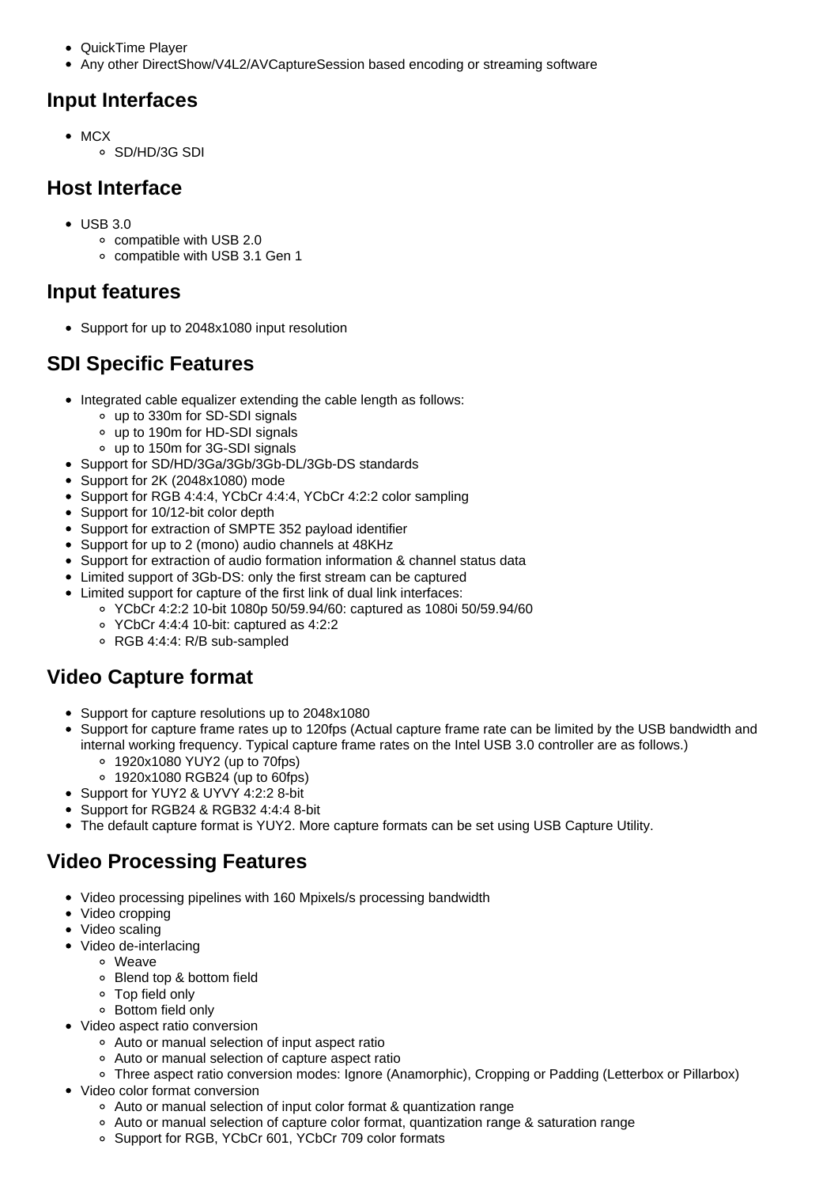- QuickTime Player
- Any other DirectShow/V4L2/AVCaptureSession based encoding or streaming software

## Input Interfaces

- MCX
  - SD/HD/3G SDI

## Host Interface

- USB 3.0
  - compatible with USB 2.0
  - compatible with USB 3.1 Gen 1

## Input features

- Support for up to 2048x1080 input resolution

## SDI Specific Features

- Integrated cable equalizer extending the cable length as follows:
  - up to 330m for SD-SDI signals
  - up to 190m for HD-SDI signals
  - up to 150m for 3G-SDI signals
- Support for SD/HD/3Ga/3Gb/3Gb-DL/3Gb-DS standards
- Support for 2K (2048x1080) mode
- Support for RGB 4:4:4, YCbCr 4:4:4, YCbCr 4:2:2 color sampling
- Support for 10/12-bit color depth
- Support for extraction of SMPTE 352 payload identifier
- Support for up to 2 (mono) audio channels at 48KHz
- Support for extraction of audio formation information & channel status data
- Limited support of 3Gb-DS: only the first stream can be captured
- Limited support for capture of the first link of dual link interfaces:
  - YCbCr 4:2:2 10-bit 1080p 50/59.94/60: captured as 1080i 50/59.94/60
  - YCbCr 4:4:4 10-bit: captured as 4:2:2
  - RGB 4:4:4: R/B sub-sampled

## Video Capture format

- Support for capture resolutions up to 2048x1080
- Support for capture frame rates up to 120fps (Actual capture frame rate can be limited by the USB bandwidth and internal working frequency. Typical capture frame rates on the Intel USB 3.0 controller are as follows.)
  - 1920x1080 YUY2 (up to 70fps)
  - 1920x1080 RGB24 (up to 60fps)
- Support for YUY2 & UYVY 4:2:2 8-bit
- Support for RGB24 & RGB32 4:4:4 8-bit
- The default capture format is YUY2. More capture formats can be set using USB Capture Utility.

## Video Processing Features

- Video processing pipelines with 160 Mpixels/s processing bandwidth
- Video cropping
- Video scaling
- Video de-interlacing
  - Weave
  - Blend top & bottom field
  - Top field only
  - Bottom field only
- Video aspect ratio conversion
  - Auto or manual selection of input aspect ratio
  - Auto or manual selection of capture aspect ratio
  - Three aspect ratio conversion modes: Ignore (Anamorphic), Cropping or Padding (Letterbox or Pillarbox)
- Video color format conversion
  - Auto or manual selection of input color format & quantization range
  - Auto or manual selection of capture color format, quantization range & saturation range
  - Support for RGB, YCbCr 601, YCbCr 709 color formats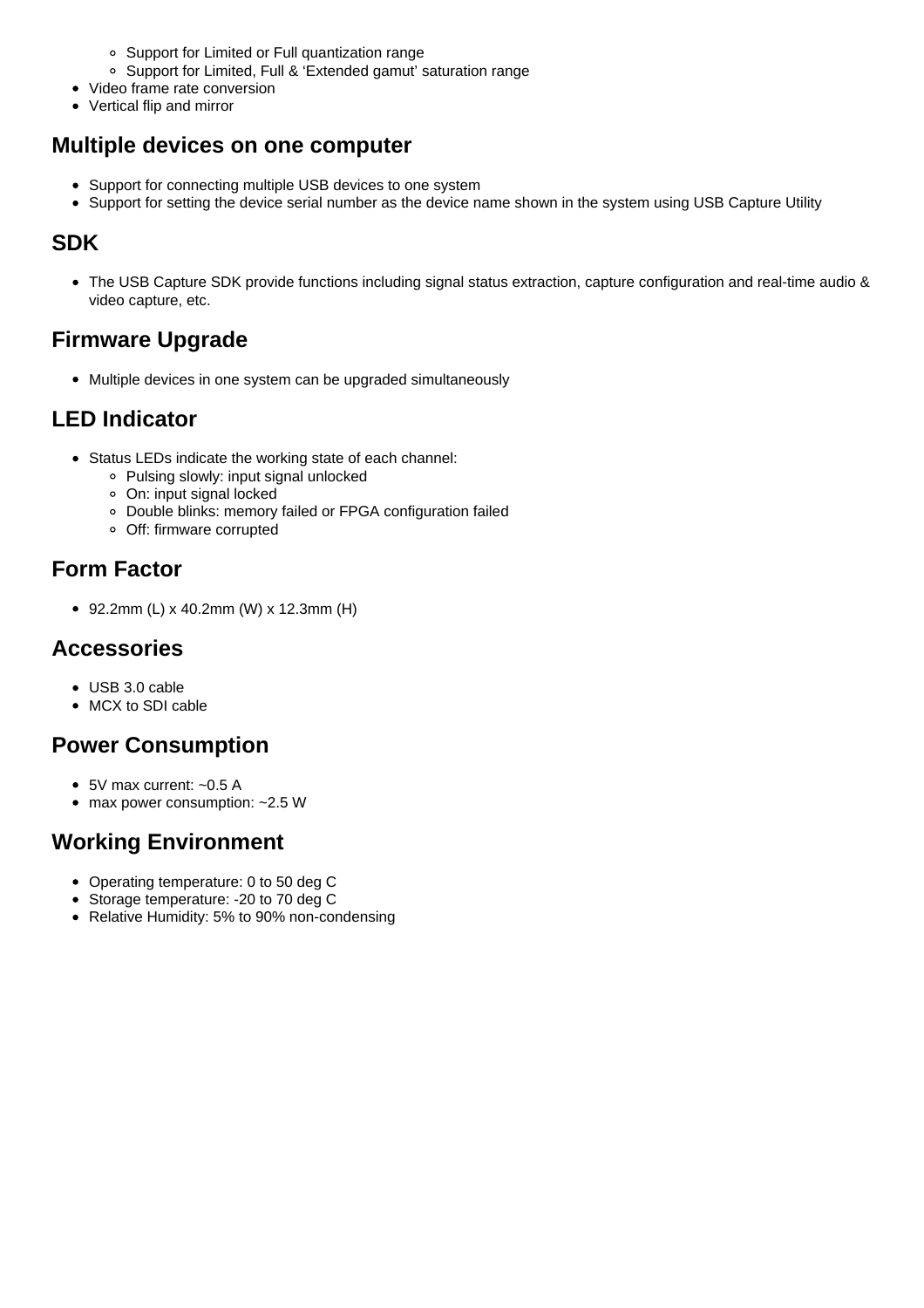- Support for Limited or Full quantization range
    - Support for Limited, Full & ‘Extended gamut’ saturation range
- Video frame rate conversion
- Vertical flip and mirror

## Multiple devices on one computer

- Support for connecting multiple USB devices to one system
- Support for setting the device serial number as the device name shown in the system using USB Capture Utility

## SDK

- The USB Capture SDK provide functions including signal status extraction, capture configuration and real-time audio & video capture, etc.

## Firmware Upgrade

- Multiple devices in one system can be upgraded simultaneously

## LED Indicator

- Status LEDs indicate the working state of each channel:
    - Pulsing slowly: input signal unlocked
    - On: input signal locked
    - Double blinks: memory failed or FPGA configuration failed
    - Off: firmware corrupted

## Form Factor

- 92.2mm (L) x 40.2mm (W) x 12.3mm (H)

## Accessories

- USB 3.0 cable
- MCX to SDI cable

## Power Consumption

- 5V max current: ~0.5 A
- max power consumption: ~2.5 W

## Working Environment

- Operating temperature: 0 to 50 deg C
- Storage temperature: -20 to 70 deg C
- Relative Humidity: 5% to 90% non-condensing